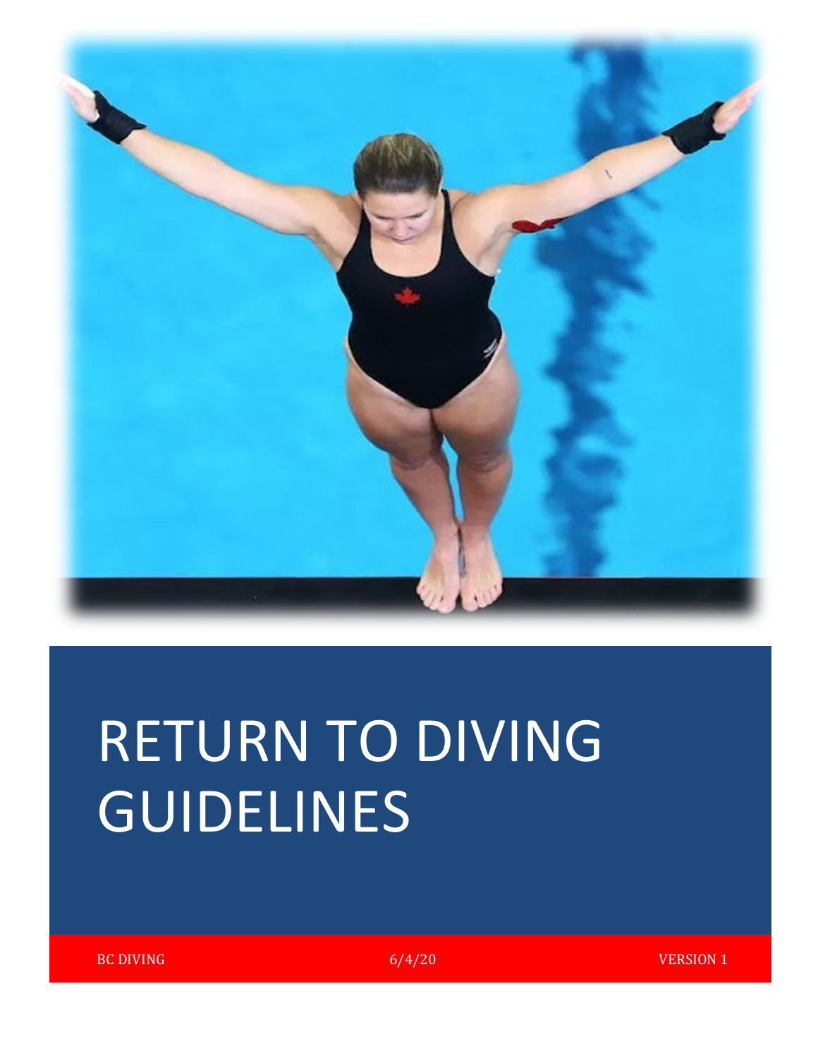# RETURN TO DIVING GUIDELINES

BC DIVING | 6/4/20 | VERSION 1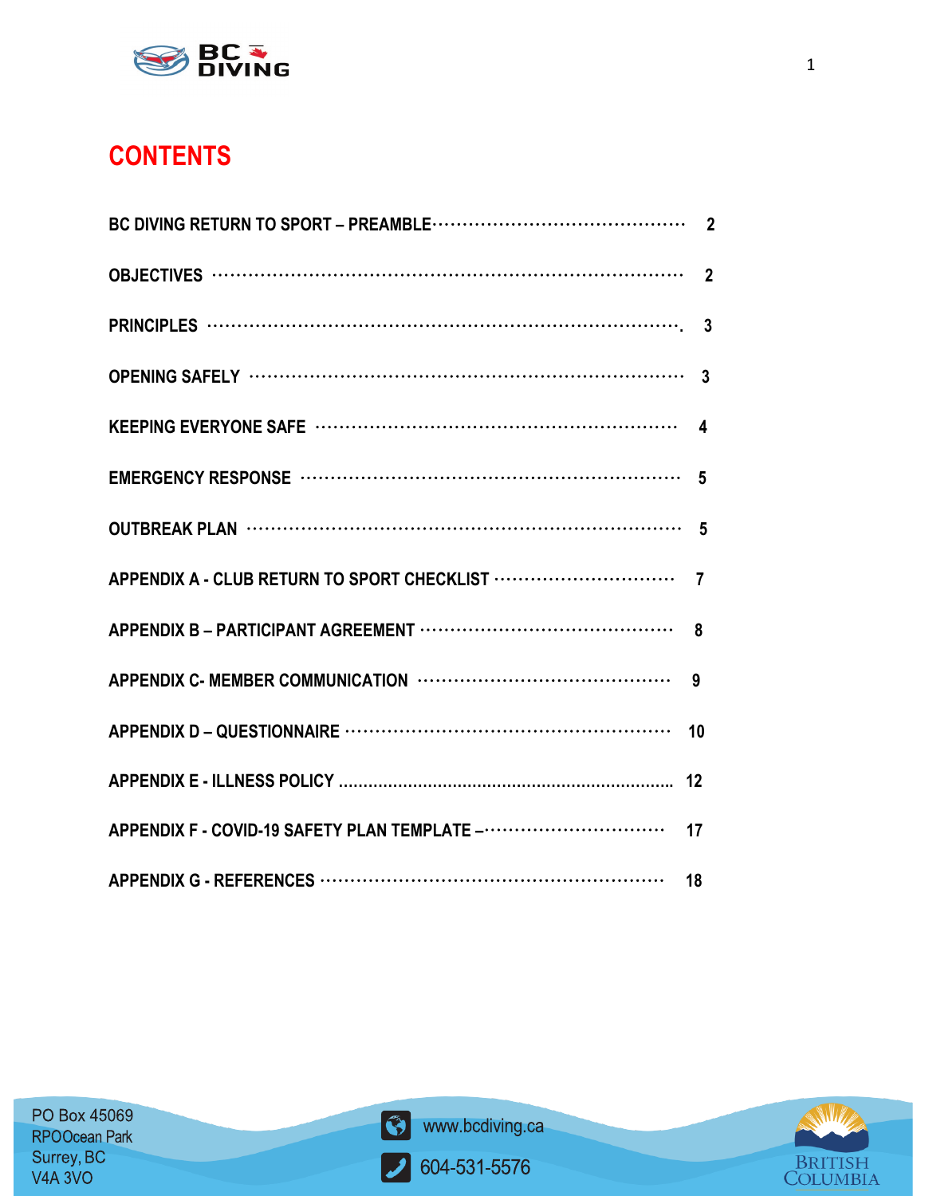# CONTENTS

| | |
|---|---|
| BC DIVING RETURN TO SPORT – PREAMBLE | 2 |
| OBJECTIVES | 2 |
| PRINCIPLES | 3 |
| OPENING SAFELY | 3 |
| KEEPING EVERYONE SAFE | 4 |
| EMERGENCY RESPONSE | 5 |
| OUTBREAK PLAN | 5 |
| APPENDIX A - CLUB RETURN TO SPORT CHECKLIST | 7 |
| APPENDIX B – PARTICIPANT AGREEMENT | 8 |
| APPENDIX C- MEMBER COMMUNICATION | 9 |
| APPENDIX D – QUESTIONNAIRE | 10 |
| APPENDIX E - ILLNESS POLICY | 12 |
| APPENDIX F - COVID-19 SAFETY PLAN TEMPLATE – | 17 |
| APPENDIX G - REFERENCES | 18 |

PO Box 45069
RPOOcean Park
Surrey, BC
V4A 3VO

www.bcdiving.ca

604-531-5576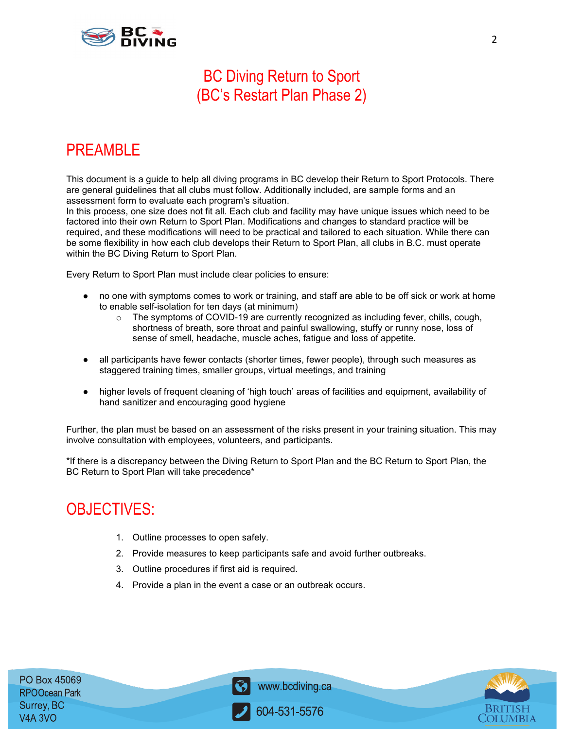# BC Diving Return to Sport
# (BC's Restart Plan Phase 2)

## PREAMBLE

This document is a guide to help all diving programs in BC develop their Return to Sport Protocols. There are general guidelines that all clubs must follow. Additionally included, are sample forms and an assessment form to evaluate each program's situation.
In this process, one size does not fit all. Each club and facility may have unique issues which need to be factored into their own Return to Sport Plan. Modifications and changes to standard practice will be required, and these modifications will need to be practical and tailored to each situation. While there can be some flexibility in how each club develops their Return to Sport Plan, all clubs in B.C. must operate within the BC Diving Return to Sport Plan.

Every Return to Sport Plan must include clear policies to ensure:

- no one with symptoms comes to work or training, and staff are able to be off sick or work at home to enable self-isolation for ten days (at minimum)
  - The symptoms of COVID-19 are currently recognized as including fever, chills, cough, shortness of breath, sore throat and painful swallowing, stuffy or runny nose, loss of sense of smell, headache, muscle aches, fatigue and loss of appetite.

- all participants have fewer contacts (shorter times, fewer people), through such measures as staggered training times, smaller groups, virtual meetings, and training

- higher levels of frequent cleaning of 'high touch' areas of facilities and equipment, availability of hand sanitizer and encouraging good hygiene

Further, the plan must be based on an assessment of the risks present in your training situation. This may involve consultation with employees, volunteers, and participants.

*If there is a discrepancy between the Diving Return to Sport Plan and the BC Return to Sport Plan, the BC Return to Sport Plan will take precedence*

## OBJECTIVES:

1. Outline processes to open safely.
2. Provide measures to keep participants safe and avoid further outbreaks.
3. Outline procedures if first aid is required.
4. Provide a plan in the event a case or an outbreak occurs.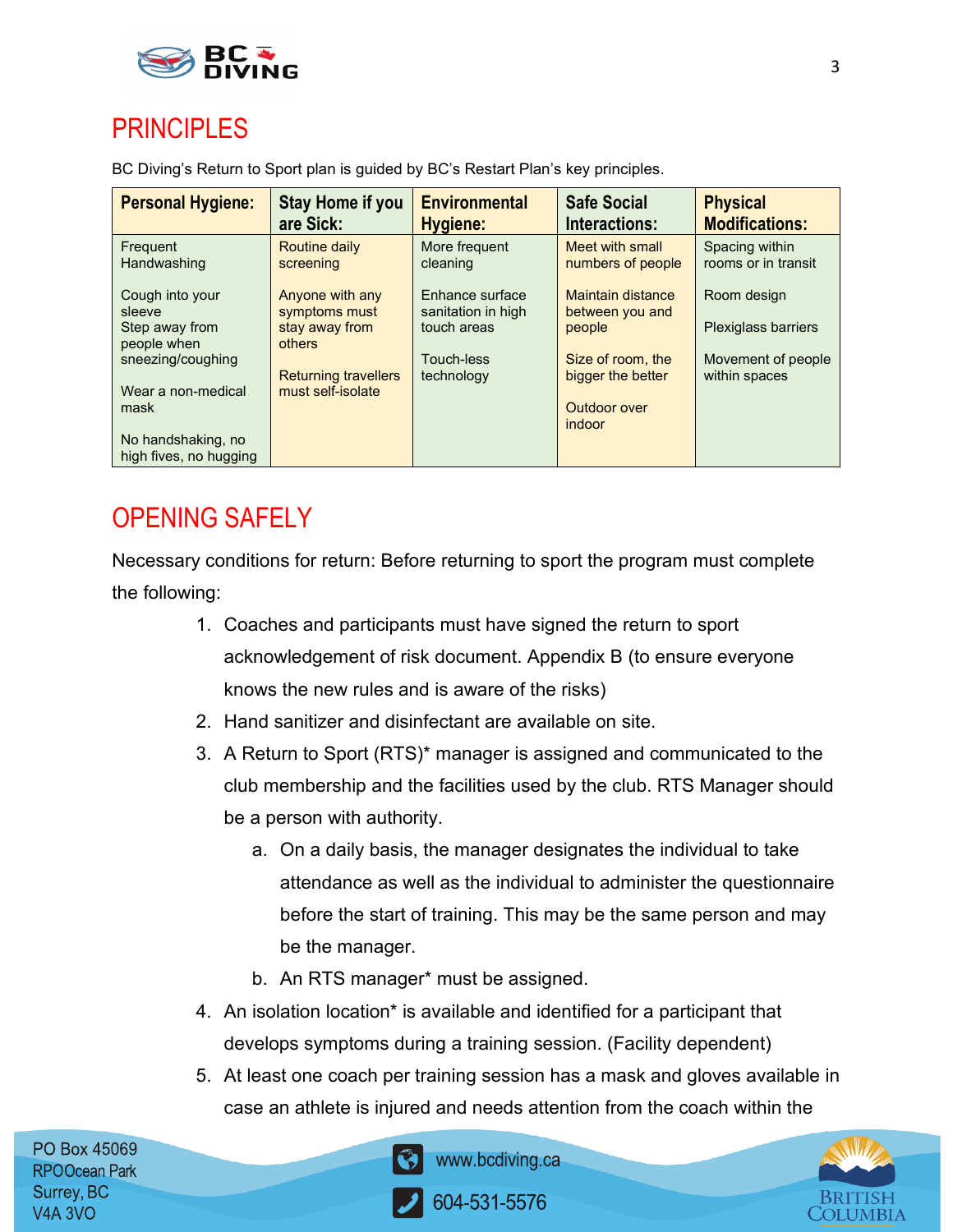# PRINCIPLES

BC Diving's Return to Sport plan is guided by BC's Restart Plan's key principles.

| Personal Hygiene: | Stay Home if you are Sick: | Environmental Hygiene: | Safe Social Interactions: | Physical Modifications: |
|---|---|---|---|---|
| Frequent Handwashing<br><br>Cough into your sleeve<br>Step away from people when sneezing/coughing<br><br>Wear a non-medical mask<br><br>No handshaking, no high fives, no hugging | Routine daily screening<br><br>Anyone with any symptoms must stay away from others<br><br>Returning travellers must self-isolate | More frequent cleaning<br><br>Enhance surface sanitation in high touch areas<br><br>Touch-less technology | Meet with small numbers of people<br><br>Maintain distance between you and people<br><br>Size of room, the bigger the better<br><br>Outdoor over indoor | Spacing within rooms or in transit<br><br>Room design<br><br>Plexiglass barriers<br><br>Movement of people within spaces |

# OPENING SAFELY

Necessary conditions for return: Before returning to sport the program must complete the following:

1. Coaches and participants must have signed the return to sport acknowledgement of risk document. Appendix B (to ensure everyone knows the new rules and is aware of the risks)
2. Hand sanitizer and disinfectant are available on site.
3. A Return to Sport (RTS)* manager is assigned and communicated to the club membership and the facilities used by the club. RTS Manager should be a person with authority.
    a. On a daily basis, the manager designates the individual to take attendance as well as the individual to administer the questionnaire before the start of training. This may be the same person and may be the manager.
    b. An RTS manager* must be assigned.
4. An isolation location* is available and identified for a participant that develops symptoms during a training session. (Facility dependent)
5. At least one coach per training session has a mask and gloves available in case an athlete is injured and needs attention from the coach within the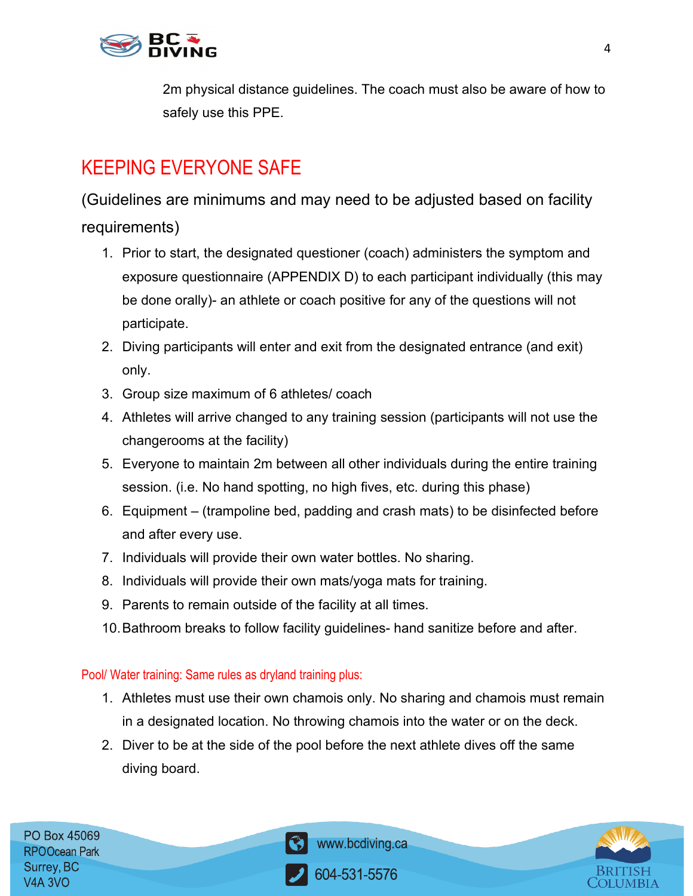2m physical distance guidelines. The coach must also be aware of how to safely use this PPE.

## KEEPING EVERYONE SAFE

(Guidelines are minimums and may need to be adjusted based on facility requirements)

1. Prior to start, the designated questioner (coach) administers the symptom and exposure questionnaire (APPENDIX D) to each participant individually (this may be done orally)- an athlete or coach positive for any of the questions will not participate.
2. Diving participants will enter and exit from the designated entrance (and exit) only.
3. Group size maximum of 6 athletes/ coach
4. Athletes will arrive changed to any training session (participants will not use the changerooms at the facility)
5. Everyone to maintain 2m between all other individuals during the entire training session. (i.e. No hand spotting, no high fives, etc. during this phase)
6. Equipment – (trampoline bed, padding and crash mats) to be disinfected before and after every use.
7. Individuals will provide their own water bottles. No sharing.
8. Individuals will provide their own mats/yoga mats for training.
9. Parents to remain outside of the facility at all times.
10. Bathroom breaks to follow facility guidelines- hand sanitize before and after.

### Pool/ Water training: Same rules as dryland training plus:

1. Athletes must use their own chamois only. No sharing and chamois must remain in a designated location. No throwing chamois into the water or on the deck.
2. Diver to be at the side of the pool before the next athlete dives off the same diving board.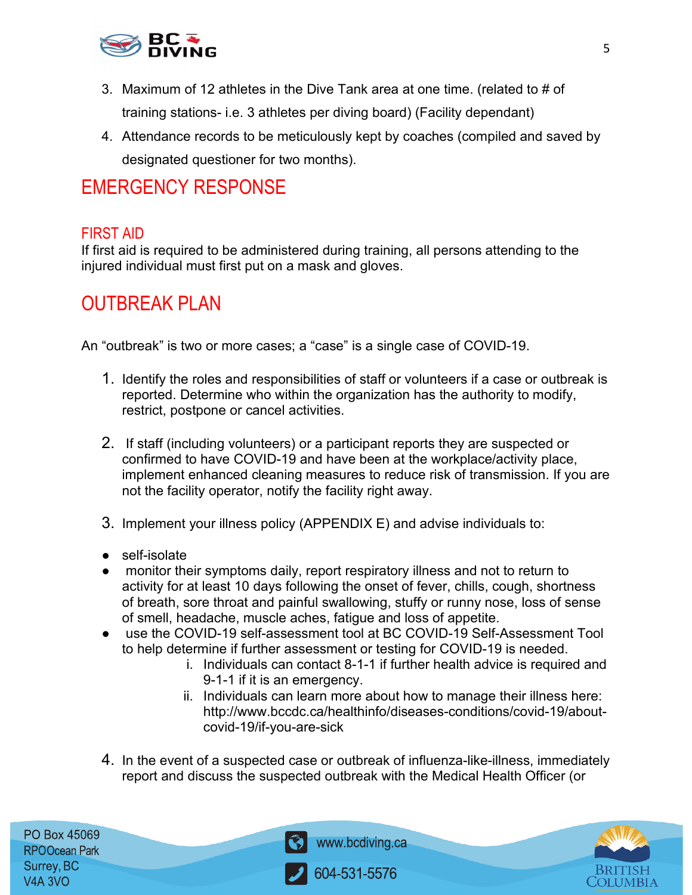3. Maximum of 12 athletes in the Dive Tank area at one time. (related to # of training stations- i.e. 3 athletes per diving board) (Facility dependant)
4. Attendance records to be meticulously kept by coaches (compiled and saved by designated questioner for two months).

# EMERGENCY RESPONSE

## FIRST AID

If first aid is required to be administered during training, all persons attending to the injured individual must first put on a mask and gloves.

# OUTBREAK PLAN

An "outbreak" is two or more cases; a "case" is a single case of COVID-19.

1. Identify the roles and responsibilities of staff or volunteers if a case or outbreak is reported. Determine who within the organization has the authority to modify, restrict, postpone or cancel activities.

2. If staff (including volunteers) or a participant reports they are suspected or confirmed to have COVID-19 and have been at the workplace/activity place, implement enhanced cleaning measures to reduce risk of transmission. If you are not the facility operator, notify the facility right away.

3. Implement your illness policy (APPENDIX E) and advise individuals to:

- self-isolate
- monitor their symptoms daily, report respiratory illness and not to return to activity for at least 10 days following the onset of fever, chills, cough, shortness of breath, sore throat and painful swallowing, stuffy or runny nose, loss of sense of smell, headache, muscle aches, fatigue and loss of appetite.
- use the COVID-19 self-assessment tool at BC COVID-19 Self-Assessment Tool to help determine if further assessment or testing for COVID-19 is needed.
    i. Individuals can contact 8-1-1 if further health advice is required and 9-1-1 if it is an emergency.
    ii. Individuals can learn more about how to manage their illness here: http://www.bccdc.ca/healthinfo/diseases-conditions/covid-19/about-covid-19/if-you-are-sick

4. In the event of a suspected case or outbreak of influenza-like-illness, immediately report and discuss the suspected outbreak with the Medical Health Officer (or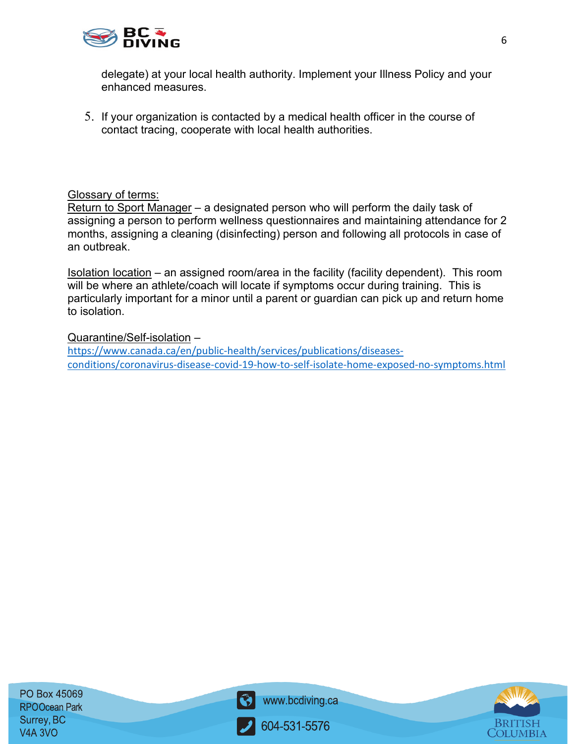delegate) at your local health authority. Implement your Illness Policy and your enhanced measures.

5. If your organization is contacted by a medical health officer in the course of contact tracing, cooperate with local health authorities.

Glossary of terms:

Return to Sport Manager – a designated person who will perform the daily task of assigning a person to perform wellness questionnaires and maintaining attendance for 2 months, assigning a cleaning (disinfecting) person and following all protocols in case of an outbreak.

Isolation location – an assigned room/area in the facility (facility dependent). This room will be where an athlete/coach will locate if symptoms occur during training. This is particularly important for a minor until a parent or guardian can pick up and return home to isolation.

Quarantine/Self-isolation – https://www.canada.ca/en/public-health/services/publications/diseases-conditions/coronavirus-disease-covid-19-how-to-self-isolate-home-exposed-no-symptoms.html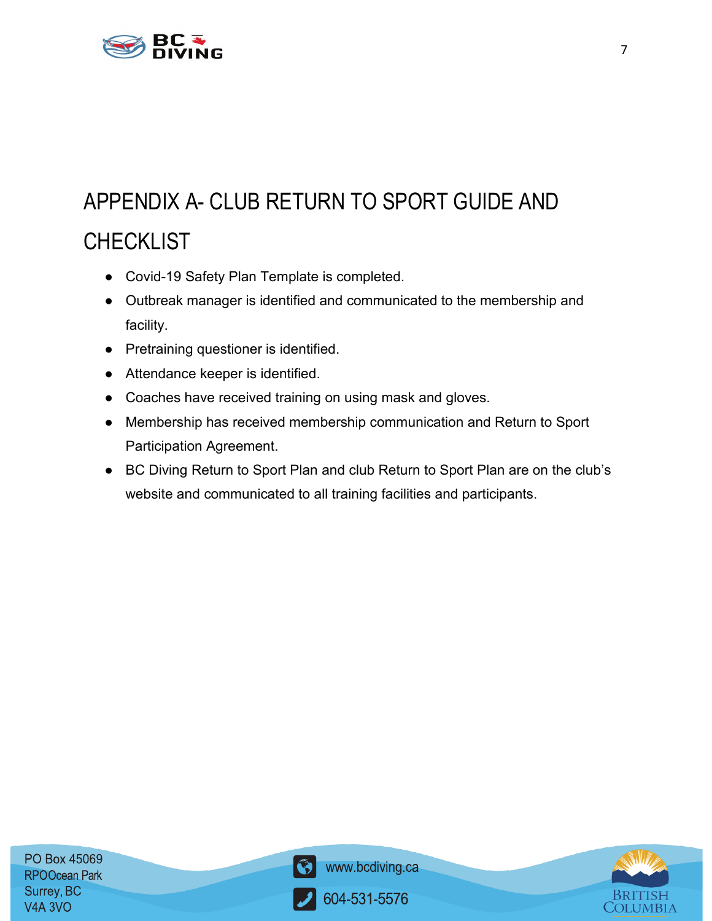# APPENDIX A- CLUB RETURN TO SPORT GUIDE AND CHECKLIST

- Covid-19 Safety Plan Template is completed.
- Outbreak manager is identified and communicated to the membership and facility.
- Pretraining questioner is identified.
- Attendance keeper is identified.
- Coaches have received training on using mask and gloves.
- Membership has received membership communication and Return to Sport Participation Agreement.
- BC Diving Return to Sport Plan and club Return to Sport Plan are on the club's website and communicated to all training facilities and participants.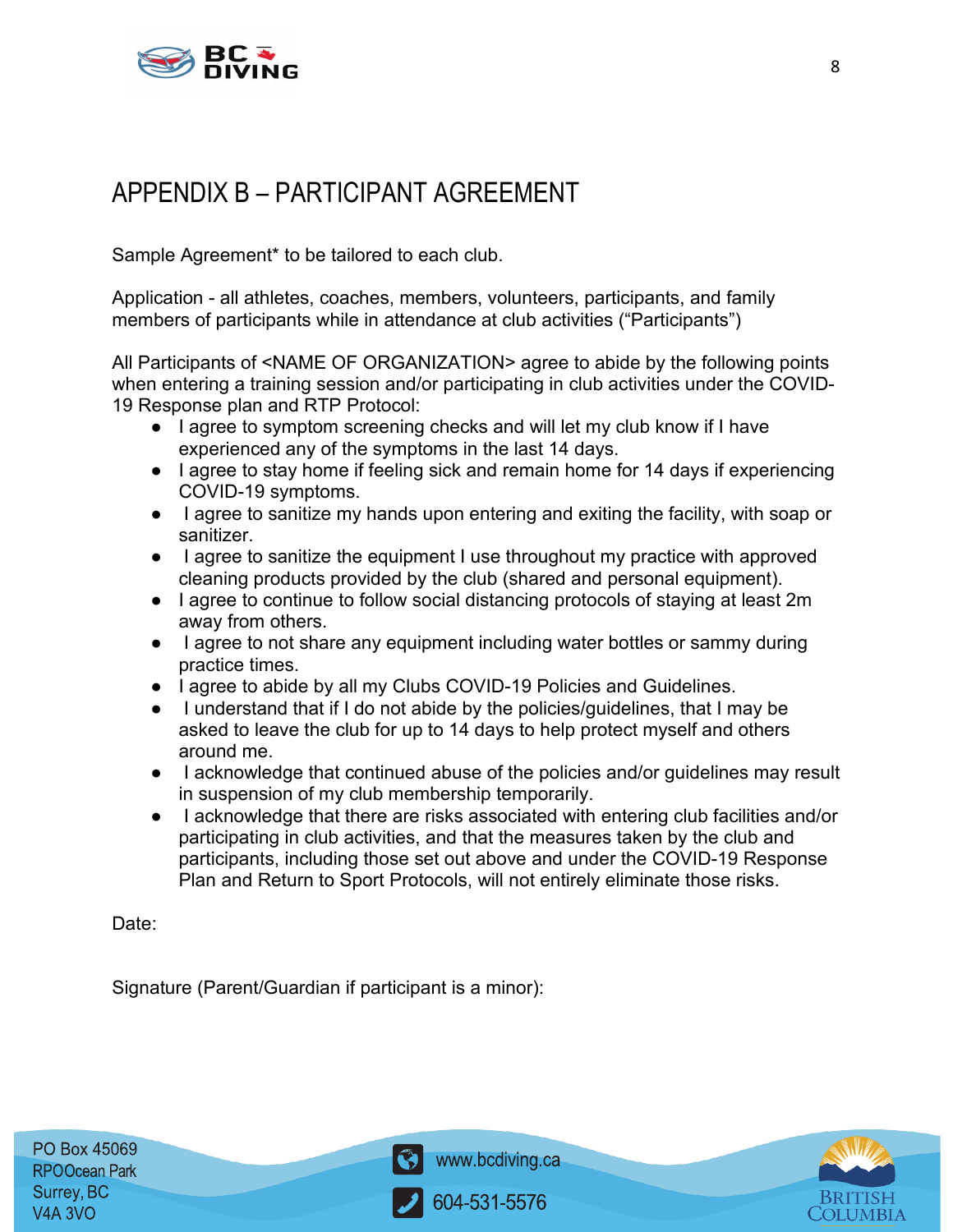# APPENDIX B – PARTICIPANT AGREEMENT

Sample Agreement* to be tailored to each club.

Application - all athletes, coaches, members, volunteers, participants, and family members of participants while in attendance at club activities ("Participants")

All Participants of <NAME OF ORGANIZATION> agree to abide by the following points when entering a training session and/or participating in club activities under the COVID-19 Response plan and RTP Protocol:

- I agree to symptom screening checks and will let my club know if I have experienced any of the symptoms in the last 14 days.
- I agree to stay home if feeling sick and remain home for 14 days if experiencing COVID-19 symptoms.
- I agree to sanitize my hands upon entering and exiting the facility, with soap or sanitizer.
- I agree to sanitize the equipment I use throughout my practice with approved cleaning products provided by the club (shared and personal equipment).
- I agree to continue to follow social distancing protocols of staying at least 2m away from others.
- I agree to not share any equipment including water bottles or sammy during practice times.
- I agree to abide by all my Clubs COVID-19 Policies and Guidelines.
- I understand that if I do not abide by the policies/guidelines, that I may be asked to leave the club for up to 14 days to help protect myself and others around me.
- I acknowledge that continued abuse of the policies and/or guidelines may result in suspension of my club membership temporarily.
- I acknowledge that there are risks associated with entering club facilities and/or participating in club activities, and that the measures taken by the club and participants, including those set out above and under the COVID-19 Response Plan and Return to Sport Protocols, will not entirely eliminate those risks.

Date:

Signature (Parent/Guardian if participant is a minor):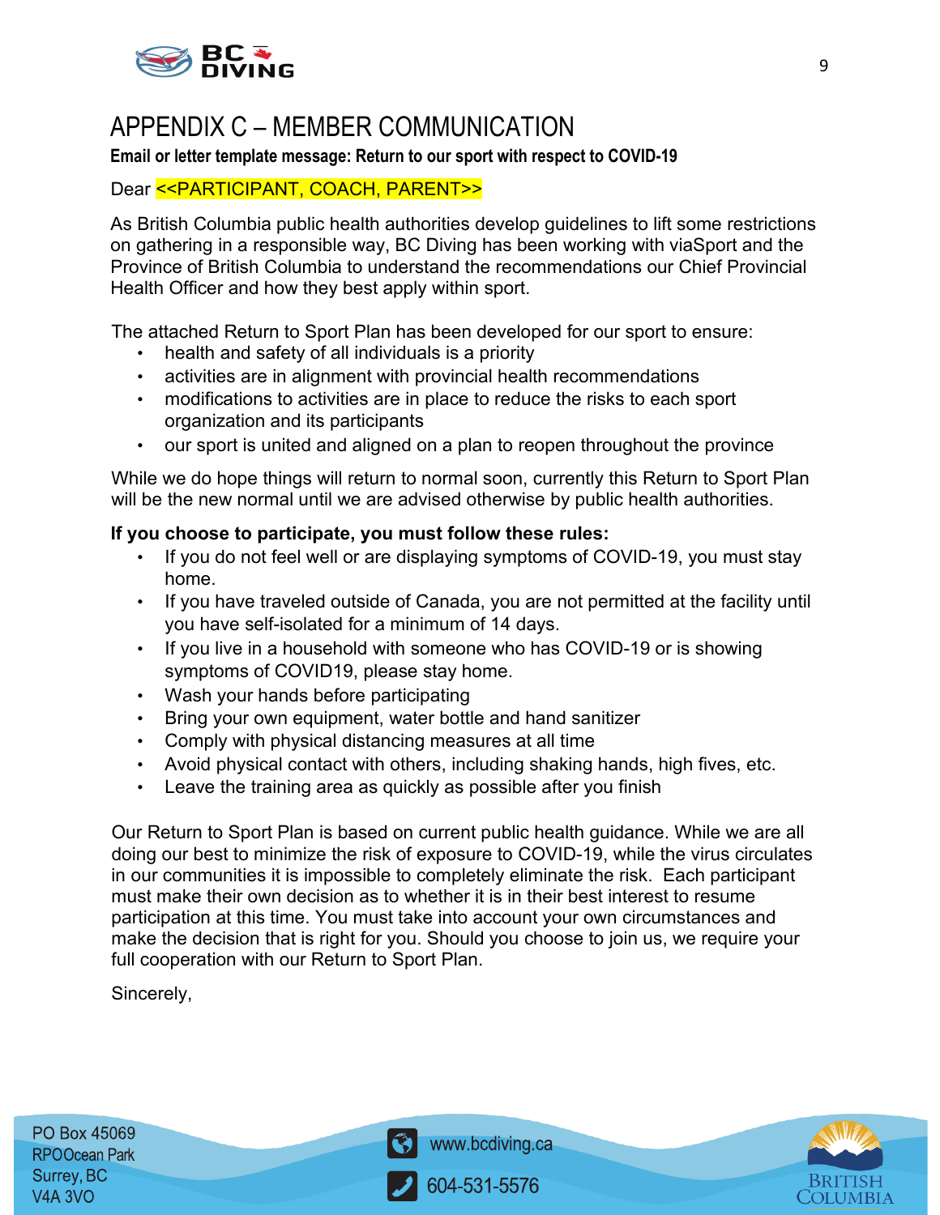# APPENDIX C – MEMBER COMMUNICATION

**Email or letter template message: Return to our sport with respect to COVID-19**

Dear <<PARTICIPANT, COACH, PARENT>>

As British Columbia public health authorities develop guidelines to lift some restrictions on gathering in a responsible way, BC Diving has been working with viaSport and the Province of British Columbia to understand the recommendations our Chief Provincial Health Officer and how they best apply within sport.

The attached Return to Sport Plan has been developed for our sport to ensure:

- health and safety of all individuals is a priority
- activities are in alignment with provincial health recommendations
- modifications to activities are in place to reduce the risks to each sport organization and its participants
- our sport is united and aligned on a plan to reopen throughout the province

While we do hope things will return to normal soon, currently this Return to Sport Plan will be the new normal until we are advised otherwise by public health authorities.

**If you choose to participate, you must follow these rules:**

- If you do not feel well or are displaying symptoms of COVID-19, you must stay home.
- If you have traveled outside of Canada, you are not permitted at the facility until you have self-isolated for a minimum of 14 days.
- If you live in a household with someone who has COVID-19 or is showing symptoms of COVID19, please stay home.
- Wash your hands before participating
- Bring your own equipment, water bottle and hand sanitizer
- Comply with physical distancing measures at all time
- Avoid physical contact with others, including shaking hands, high fives, etc.
- Leave the training area as quickly as possible after you finish

Our Return to Sport Plan is based on current public health guidance. While we are all doing our best to minimize the risk of exposure to COVID-19, while the virus circulates in our communities it is impossible to completely eliminate the risk. Each participant must make their own decision as to whether it is in their best interest to resume participation at this time. You must take into account your own circumstances and make the decision that is right for you. Should you choose to join us, we require your full cooperation with our Return to Sport Plan.

Sincerely,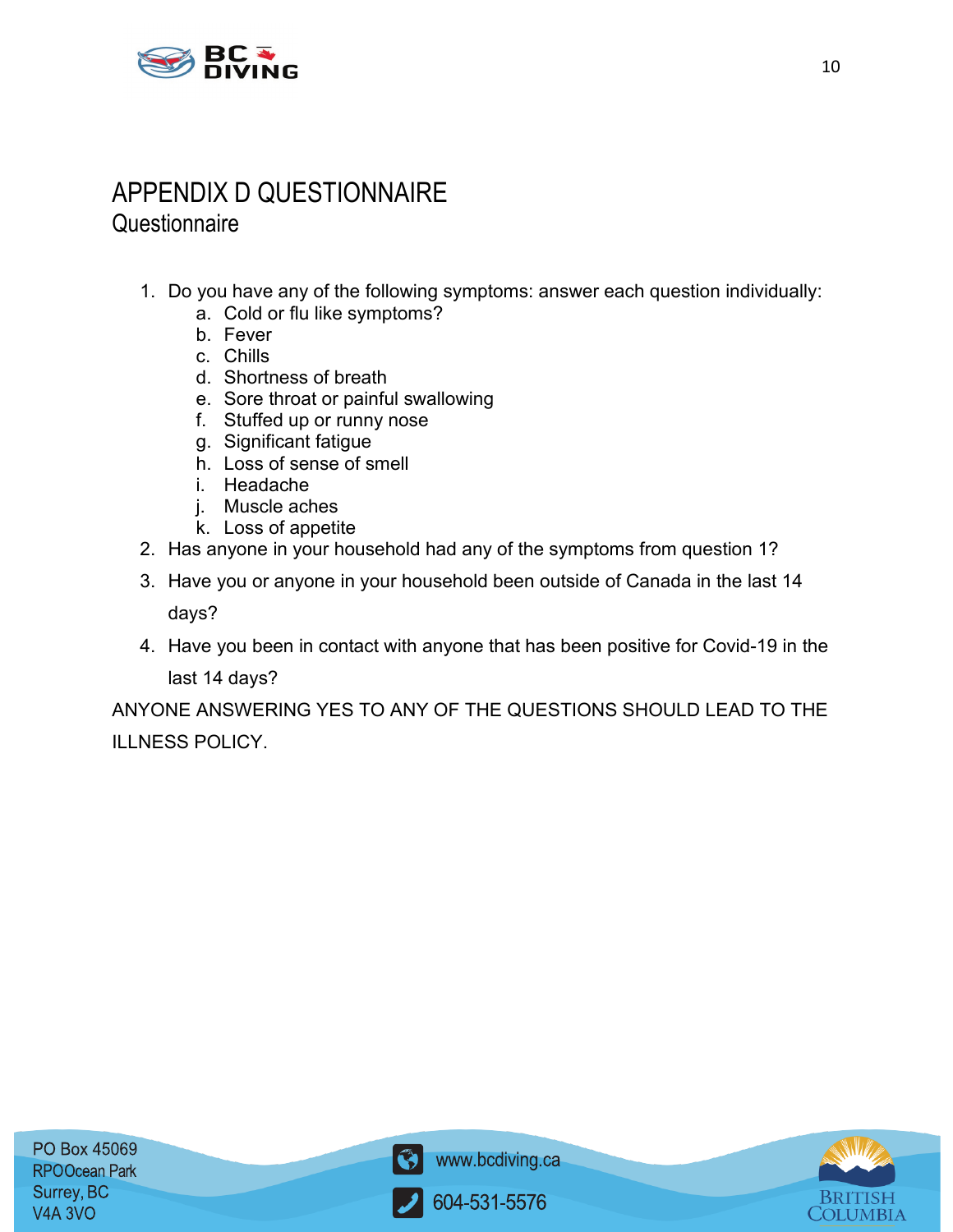# APPENDIX D QUESTIONNAIRE

## Questionnaire

1. Do you have any of the following symptoms: answer each question individually:
   a. Cold or flu like symptoms?
   b. Fever
   c. Chills
   d. Shortness of breath
   e. Sore throat or painful swallowing
   f. Stuffed up or runny nose
   g. Significant fatigue
   h. Loss of sense of smell
   i. Headache
   j. Muscle aches
   k. Loss of appetite
2. Has anyone in your household had any of the symptoms from question 1?
3. Have you or anyone in your household been outside of Canada in the last 14 days?
4. Have you been in contact with anyone that has been positive for Covid-19 in the last 14 days?

ANYONE ANSWERING YES TO ANY OF THE QUESTIONS SHOULD LEAD TO THE ILLNESS POLICY.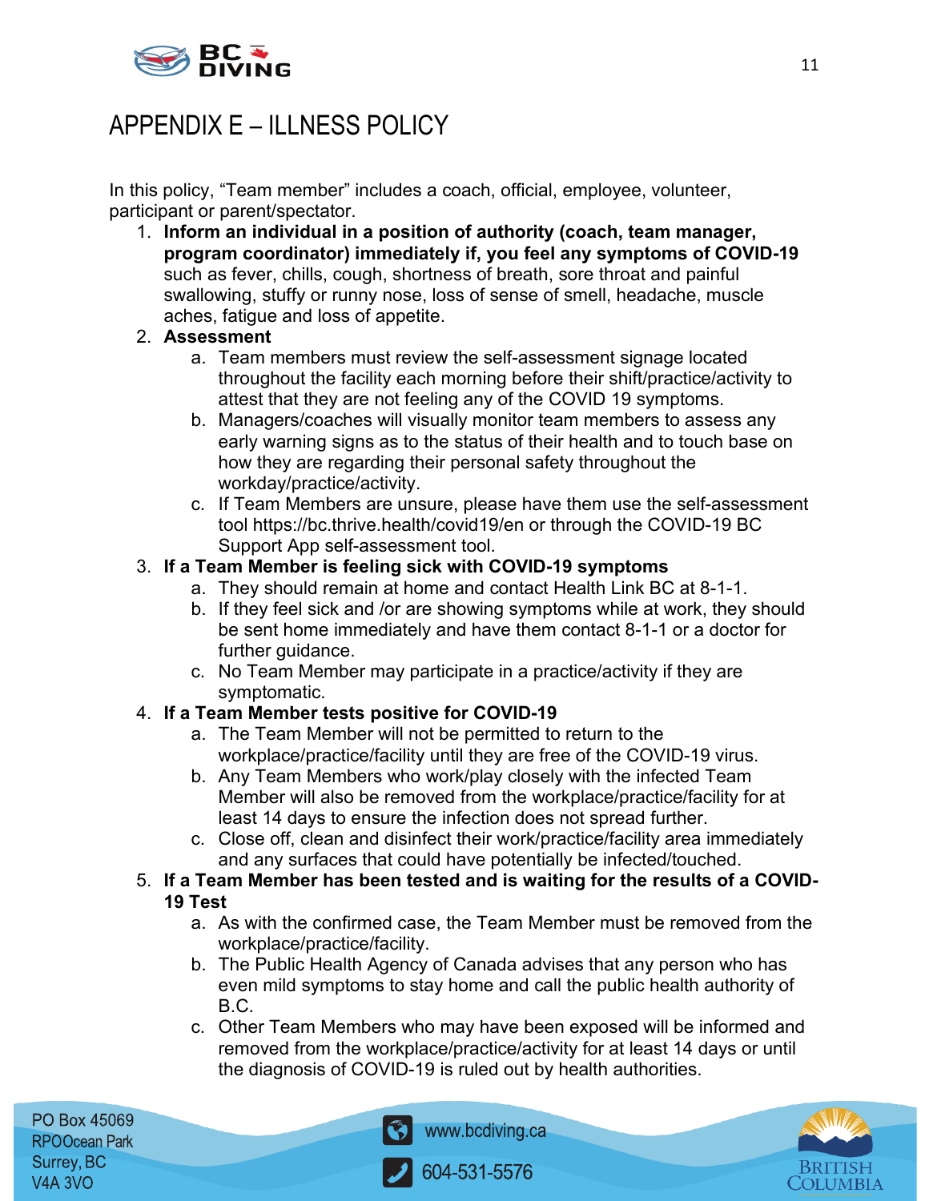# APPENDIX E – ILLNESS POLICY

In this policy, "Team member" includes a coach, official, employee, volunteer, participant or parent/spectator.

1. **Inform an individual in a position of authority (coach, team manager, program coordinator) immediately if, you feel any symptoms of COVID-19** such as fever, chills, cough, shortness of breath, sore throat and painful swallowing, stuffy or runny nose, loss of sense of smell, headache, muscle aches, fatigue and loss of appetite.
2. **Assessment**
   a. Team members must review the self-assessment signage located throughout the facility each morning before their shift/practice/activity to attest that they are not feeling any of the COVID 19 symptoms.
   b. Managers/coaches will visually monitor team members to assess any early warning signs as to the status of their health and to touch base on how they are regarding their personal safety throughout the workday/practice/activity.
   c. If Team Members are unsure, please have them use the self-assessment tool https://bc.thrive.health/covid19/en or through the COVID-19 BC Support App self-assessment tool.
3. **If a Team Member is feeling sick with COVID-19 symptoms**
   a. They should remain at home and contact Health Link BC at 8-1-1.
   b. If they feel sick and /or are showing symptoms while at work, they should be sent home immediately and have them contact 8-1-1 or a doctor for further guidance.
   c. No Team Member may participate in a practice/activity if they are symptomatic.
4. **If a Team Member tests positive for COVID-19**
   a. The Team Member will not be permitted to return to the workplace/practice/facility until they are free of the COVID-19 virus.
   b. Any Team Members who work/play closely with the infected Team Member will also be removed from the workplace/practice/facility for at least 14 days to ensure the infection does not spread further.
   c. Close off, clean and disinfect their work/practice/facility area immediately and any surfaces that could have potentially be infected/touched.
5. **If a Team Member has been tested and is waiting for the results of a COVID-19 Test**
   a. As with the confirmed case, the Team Member must be removed from the workplace/practice/facility.
   b. The Public Health Agency of Canada advises that any person who has even mild symptoms to stay home and call the public health authority of B.C.
   c. Other Team Members who may have been exposed will be informed and removed from the workplace/practice/activity for at least 14 days or until the diagnosis of COVID-19 is ruled out by health authorities.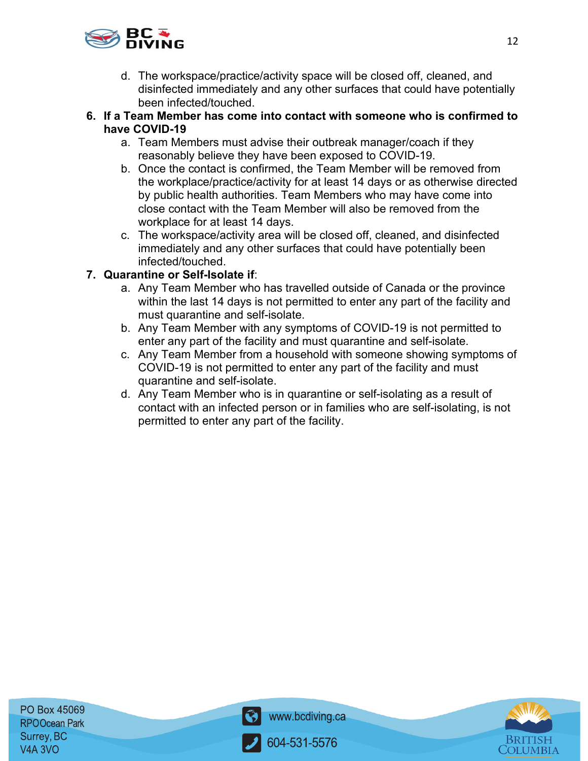d. The workspace/practice/activity space will be closed off, cleaned, and disinfected immediately and any other surfaces that could have potentially been infected/touched.

6. **If a Team Member has come into contact with someone who is confirmed to have COVID-19**
   a. Team Members must advise their outbreak manager/coach if they reasonably believe they have been exposed to COVID-19.
   b. Once the contact is confirmed, the Team Member will be removed from the workplace/practice/activity for at least 14 days or as otherwise directed by public health authorities. Team Members who may have come into close contact with the Team Member will also be removed from the workplace for at least 14 days.
   c. The workspace/activity area will be closed off, cleaned, and disinfected immediately and any other surfaces that could have potentially been infected/touched.

7. **Quarantine or Self-Isolate if**:
   a. Any Team Member who has travelled outside of Canada or the province within the last 14 days is not permitted to enter any part of the facility and must quarantine and self-isolate.
   b. Any Team Member with any symptoms of COVID-19 is not permitted to enter any part of the facility and must quarantine and self-isolate.
   c. Any Team Member from a household with someone showing symptoms of COVID-19 is not permitted to enter any part of the facility and must quarantine and self-isolate.
   d. Any Team Member who is in quarantine or self-isolating as a result of contact with an infected person or in families who are self-isolating, is not permitted to enter any part of the facility.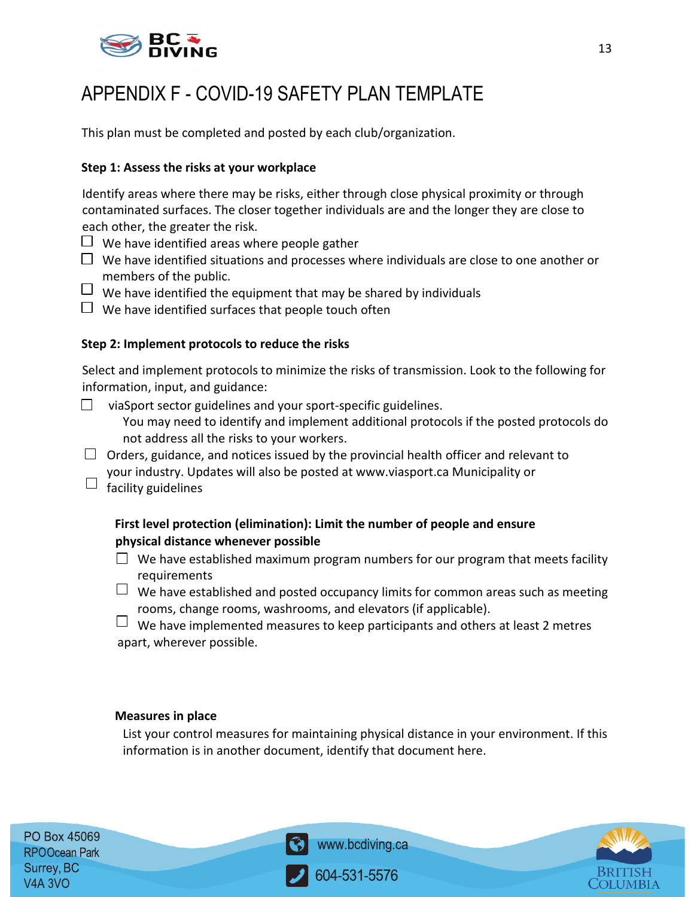# APPENDIX F - COVID-19 SAFETY PLAN TEMPLATE

This plan must be completed and posted by each club/organization.

**Step 1: Assess the risks at your workplace**

Identify areas where there may be risks, either through close physical proximity or through contaminated surfaces. The closer together individuals are and the longer they are close to each other, the greater the risk.

- ☐ We have identified areas where people gather
- ☐ We have identified situations and processes where individuals are close to one another or members of the public.
- ☐ We have identified the equipment that may be shared by individuals
- ☐ We have identified surfaces that people touch often

**Step 2: Implement protocols to reduce the risks**

Select and implement protocols to minimize the risks of transmission. Look to the following for information, input, and guidance:

- ☐ viaSport sector guidelines and your sport-specific guidelines.
  You may need to identify and implement additional protocols if the posted protocols do not address all the risks to your workers.
- ☐ Orders, guidance, and notices issued by the provincial health officer and relevant to your industry. Updates will also be posted at www.viasport.ca Municipality or
- ☐ facility guidelines

**First level protection (elimination): Limit the number of people and ensure physical distance whenever possible**

- ☐ We have established maximum program numbers for our program that meets facility requirements
- ☐ We have established and posted occupancy limits for common areas such as meeting rooms, change rooms, washrooms, and elevators (if applicable).
- ☐ We have implemented measures to keep participants and others at least 2 metres apart, wherever possible.

**Measures in place**

List your control measures for maintaining physical distance in your environment. If this information is in another document, identify that document here.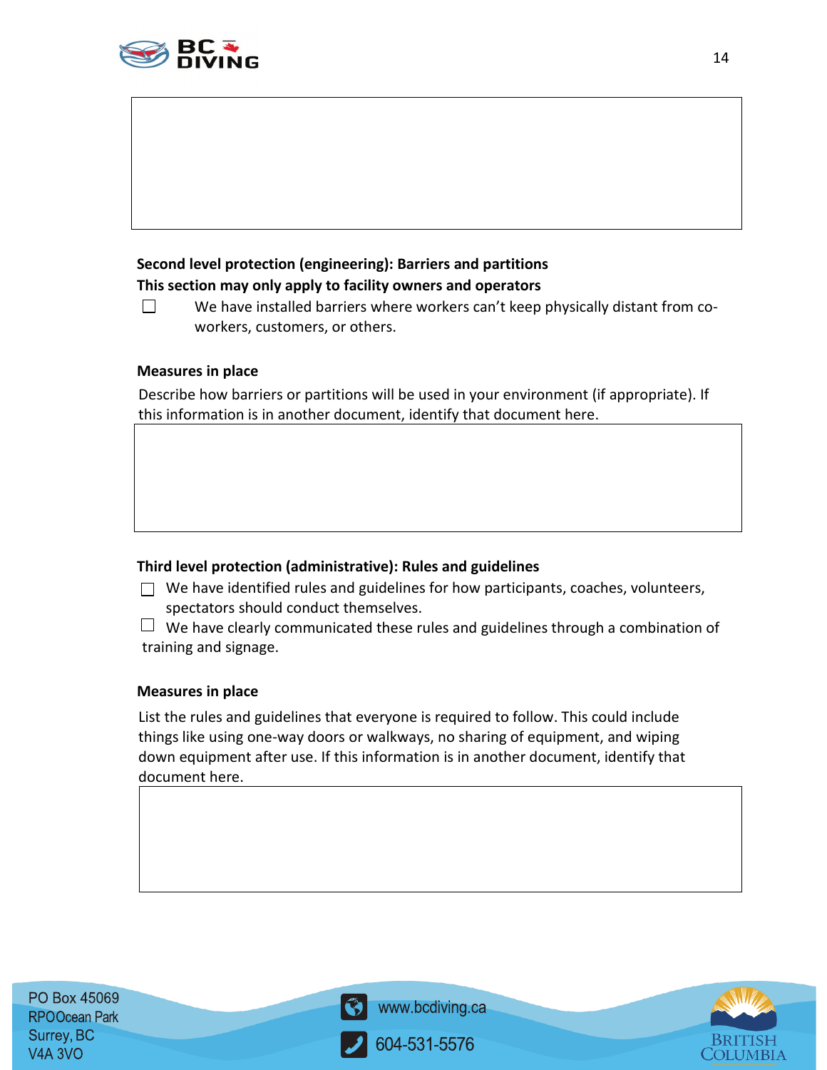**Second level protection (engineering): Barriers and partitions**

**This section may only apply to facility owners and operators**

- [ ] We have installed barriers where workers can't keep physically distant from co-workers, customers, or others.

**Measures in place**

Describe how barriers or partitions will be used in your environment (if appropriate). If this information is in another document, identify that document here.

**Third level protection (administrative): Rules and guidelines**

- [ ] We have identified rules and guidelines for how participants, coaches, volunteers, spectators should conduct themselves.
- [ ] We have clearly communicated these rules and guidelines through a combination of training and signage.

**Measures in place**

List the rules and guidelines that everyone is required to follow. This could include things like using one-way doors or walkways, no sharing of equipment, and wiping down equipment after use. If this information is in another document, identify that document here.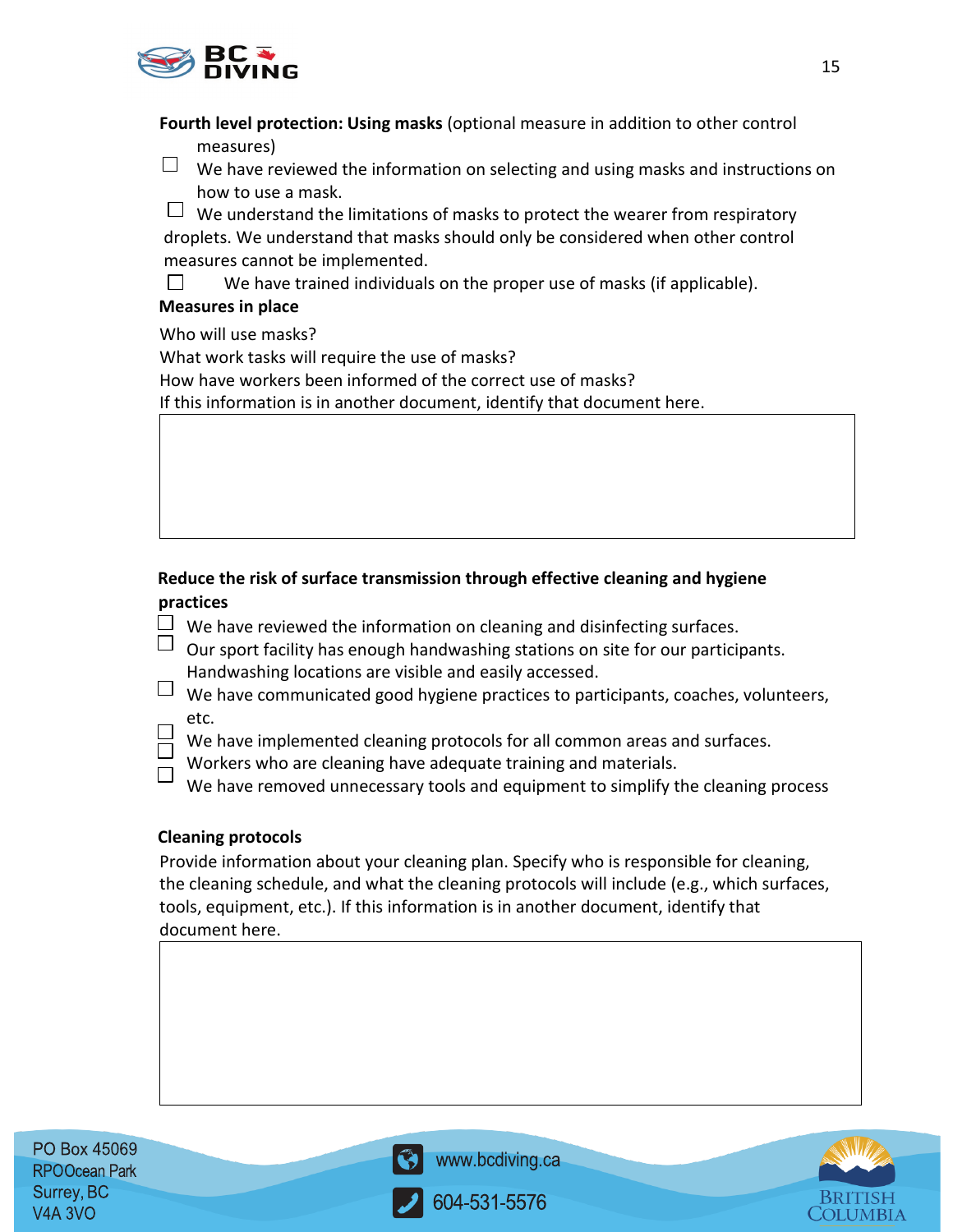**Fourth level protection: Using masks** (optional measure in addition to other control measures)

- ☐ We have reviewed the information on selecting and using masks and instructions on how to use a mask.
- ☐ We understand the limitations of masks to protect the wearer from respiratory droplets. We understand that masks should only be considered when other control measures cannot be implemented.
- ☐ We have trained individuals on the proper use of masks (if applicable).

**Measures in place**

Who will use masks?
What work tasks will require the use of masks?
How have workers been informed of the correct use of masks?
If this information is in another document, identify that document here.

|   |
|---|
|   |

**Reduce the risk of surface transmission through effective cleaning and hygiene practices**

- ☐ We have reviewed the information on cleaning and disinfecting surfaces.
- ☐ Our sport facility has enough handwashing stations on site for our participants. Handwashing locations are visible and easily accessed.
- ☐ We have communicated good hygiene practices to participants, coaches, volunteers, etc.
- ☐ We have implemented cleaning protocols for all common areas and surfaces.
- ☐ Workers who are cleaning have adequate training and materials.
- ☐ We have removed unnecessary tools and equipment to simplify the cleaning process

**Cleaning protocols**

Provide information about your cleaning plan. Specify who is responsible for cleaning, the cleaning schedule, and what the cleaning protocols will include (e.g., which surfaces, tools, equipment, etc.). If this information is in another document, identify that document here.

|   |
|---|
|   |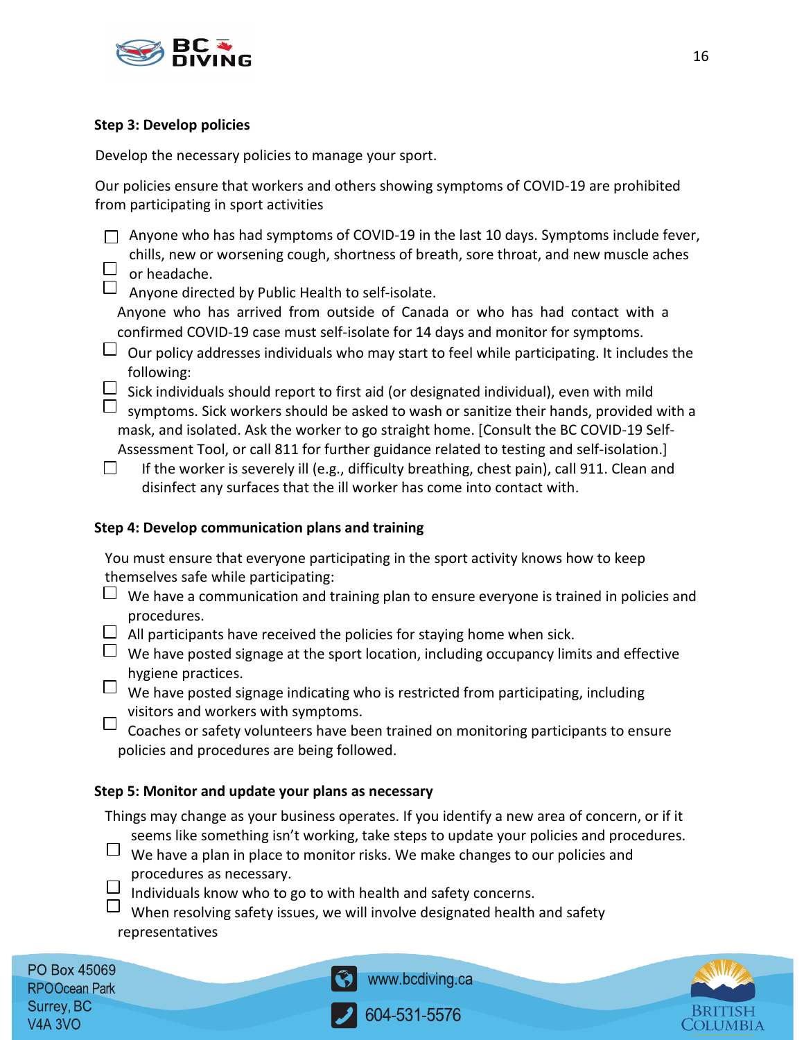**Step 3: Develop policies**

Develop the necessary policies to manage your sport.

Our policies ensure that workers and others showing symptoms of COVID-19 are prohibited from participating in sport activities

- ☐ Anyone who has had symptoms of COVID-19 in the last 10 days. Symptoms include fever, chills, new or worsening cough, shortness of breath, sore throat, and new muscle aches or headache.
- ☐ Anyone directed by Public Health to self-isolate.
- ☐ Anyone who has arrived from outside of Canada or who has had contact with a confirmed COVID-19 case must self-isolate for 14 days and monitor for symptoms.
- ☐ Our policy addresses individuals who may start to feel while participating. It includes the following:
- ☐ Sick individuals should report to first aid (or designated individual), even with mild symptoms. Sick workers should be asked to wash or sanitize their hands, provided with a mask, and isolated. Ask the worker to go straight home. [Consult the BC COVID-19 Self-Assessment Tool, or call 811 for further guidance related to testing and self-isolation.]
- ☐ If the worker is severely ill (e.g., difficulty breathing, chest pain), call 911. Clean and disinfect any surfaces that the ill worker has come into contact with.

**Step 4: Develop communication plans and training**

You must ensure that everyone participating in the sport activity knows how to keep themselves safe while participating:

- ☐ We have a communication and training plan to ensure everyone is trained in policies and procedures.
- ☐ All participants have received the policies for staying home when sick.
- ☐ We have posted signage at the sport location, including occupancy limits and effective hygiene practices.
- ☐ We have posted signage indicating who is restricted from participating, including visitors and workers with symptoms.
- ☐ Coaches or safety volunteers have been trained on monitoring participants to ensure policies and procedures are being followed.

**Step 5: Monitor and update your plans as necessary**

Things may change as your business operates. If you identify a new area of concern, or if it seems like something isn't working, take steps to update your policies and procedures.

- ☐ We have a plan in place to monitor risks. We make changes to our policies and procedures as necessary.
- ☐ Individuals know who to go to with health and safety concerns.
- ☐ When resolving safety issues, we will involve designated health and safety representatives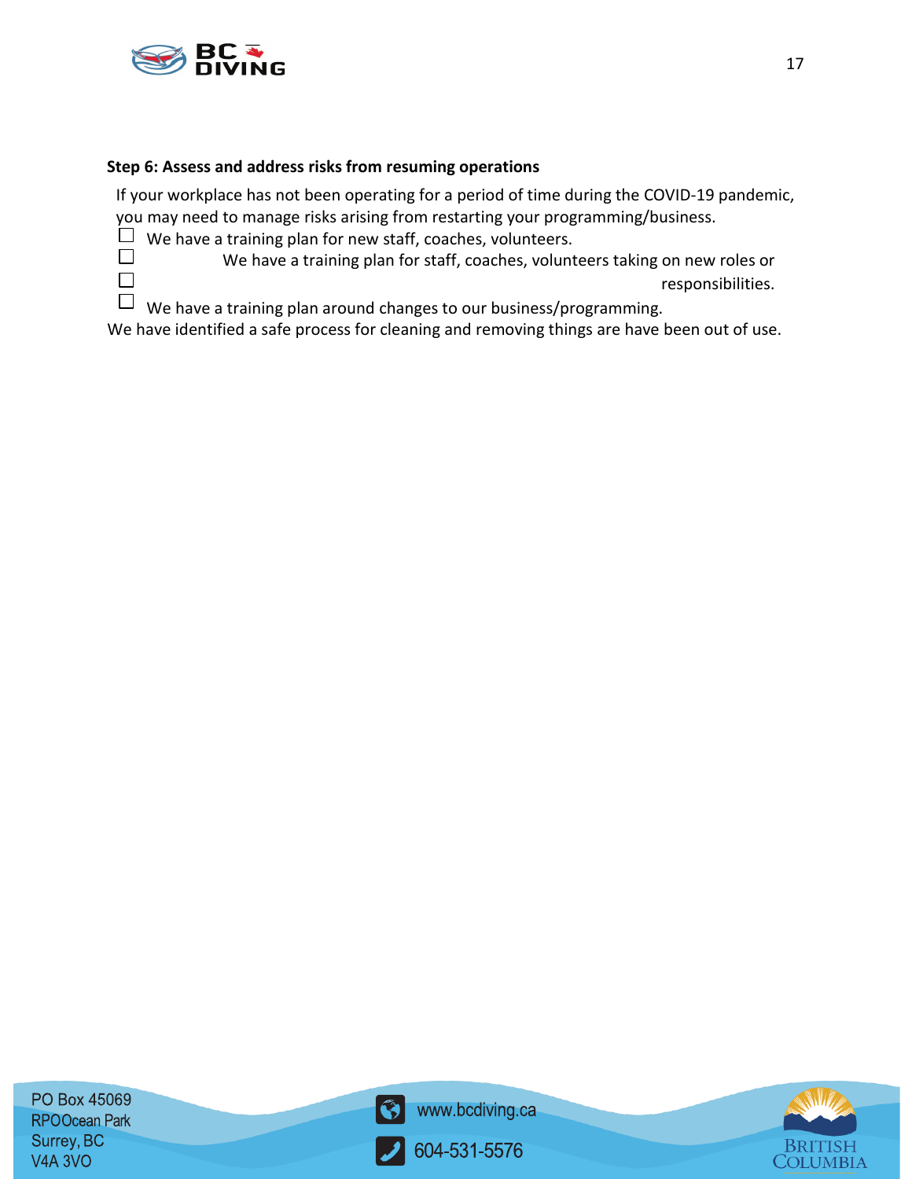**Step 6: Assess and address risks from resuming operations**

If your workplace has not been operating for a period of time during the COVID-19 pandemic, you may need to manage risks arising from restarting your programming/business.

- ☐ We have a training plan for new staff, coaches, volunteers.
- ☐ We have a training plan for staff, coaches, volunteers taking on new roles or responsibilities.
- ☐
- ☐ We have a training plan around changes to our business/programming.

We have identified a safe process for cleaning and removing things are have been out of use.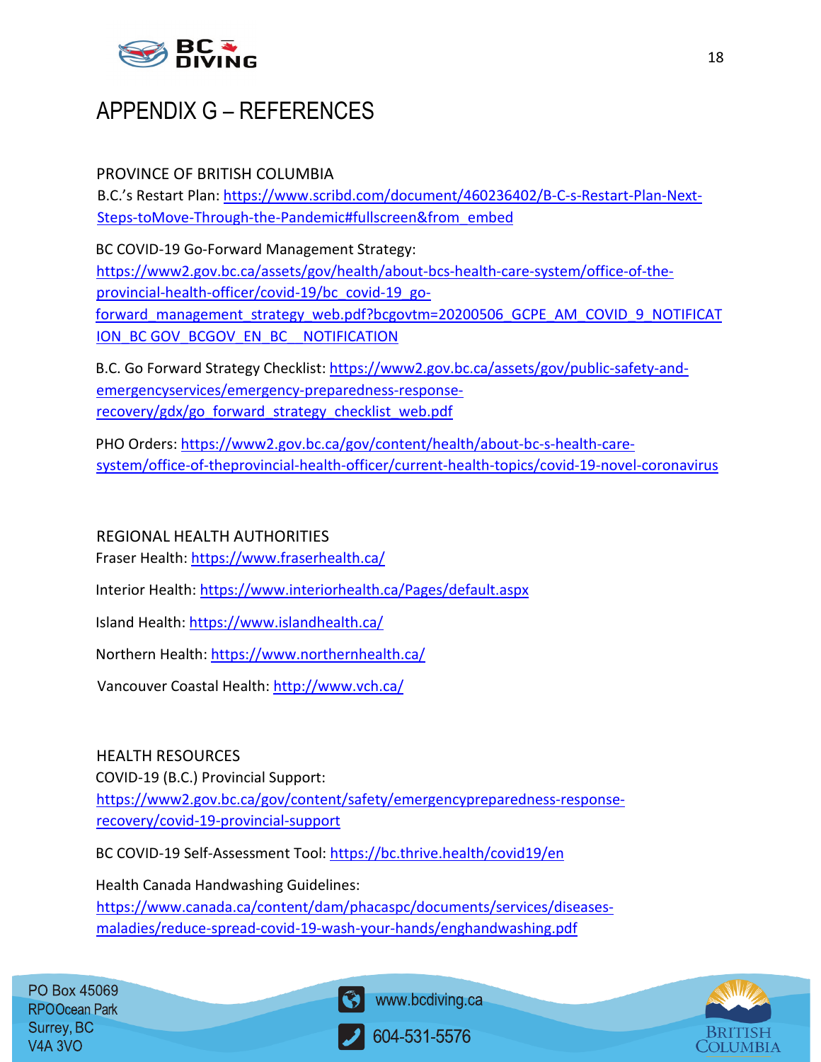# APPENDIX G – REFERENCES

PROVINCE OF BRITISH COLUMBIA

B.C.'s Restart Plan: https://www.scribd.com/document/460236402/B-C-s-Restart-Plan-Next-Steps-toMove-Through-the-Pandemic#fullscreen&from_embed

BC COVID-19 Go-Forward Management Strategy: https://www2.gov.bc.ca/assets/gov/health/about-bcs-health-care-system/office-of-the-provincial-health-officer/covid-19/bc_covid-19_go-forward_management_strategy_web.pdf?bcgovtm=20200506_GCPE_AM_COVID_9_NOTIFICATION_BC GOV_BCGOV_EN_BC__NOTIFICATION

B.C. Go Forward Strategy Checklist: https://www2.gov.bc.ca/assets/gov/public-safety-and-emergencyservices/emergency-preparedness-response-recovery/gdx/go_forward_strategy_checklist_web.pdf

PHO Orders: https://www2.gov.bc.ca/gov/content/health/about-bc-s-health-care-system/office-of-theprovincial-health-officer/current-health-topics/covid-19-novel-coronavirus

REGIONAL HEALTH AUTHORITIES

Fraser Health: https://www.fraserhealth.ca/

Interior Health: https://www.interiorhealth.ca/Pages/default.aspx

Island Health: https://www.islandhealth.ca/

Northern Health: https://www.northernhealth.ca/

Vancouver Coastal Health: http://www.vch.ca/

HEALTH RESOURCES

COVID-19 (B.C.) Provincial Support: https://www2.gov.bc.ca/gov/content/safety/emergencypreparedness-response-recovery/covid-19-provincial-support

BC COVID-19 Self-Assessment Tool: https://bc.thrive.health/covid19/en

Health Canada Handwashing Guidelines: https://www.canada.ca/content/dam/phacaspc/documents/services/diseases-maladies/reduce-spread-covid-19-wash-your-hands/enghandwashing.pdf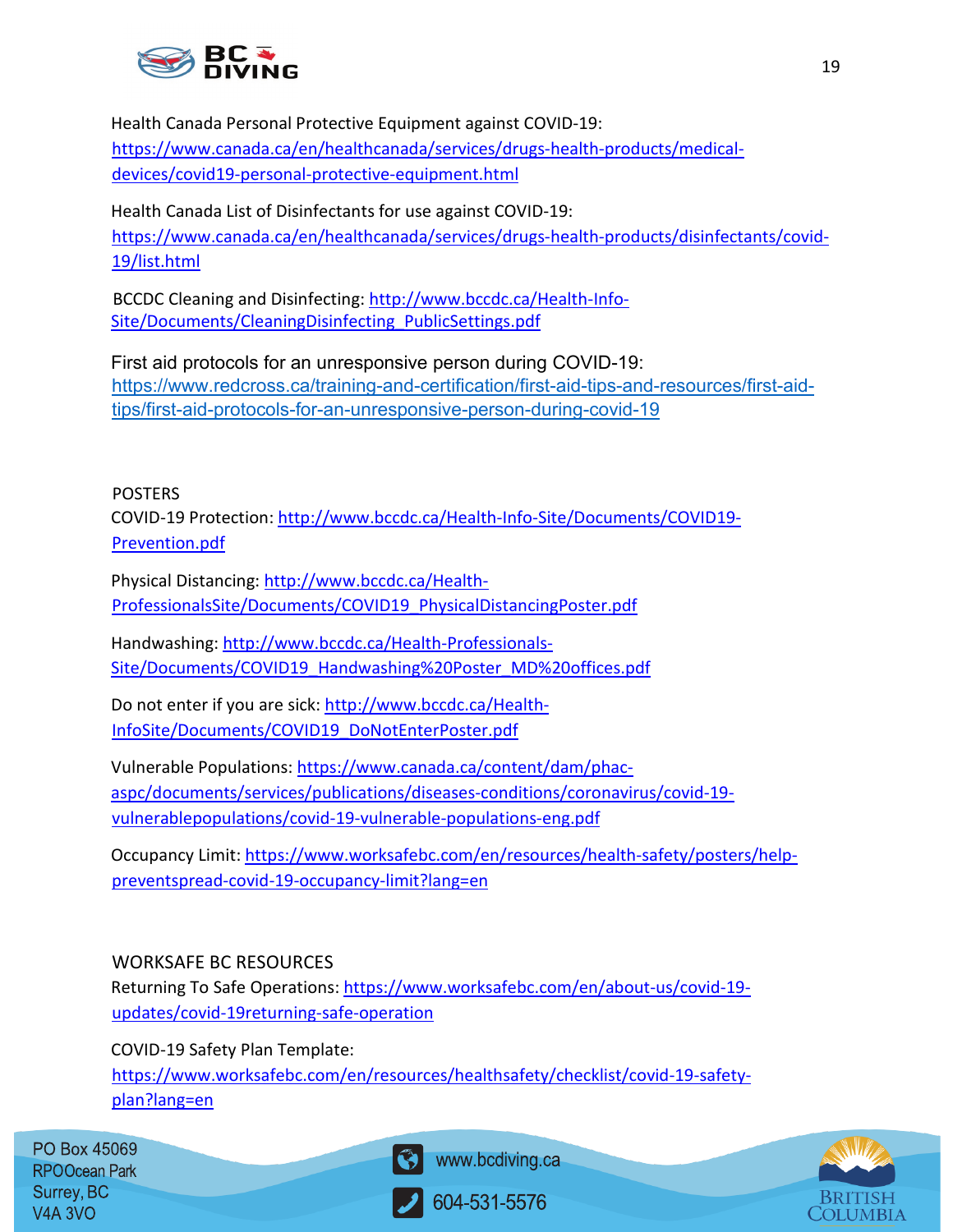Health Canada Personal Protective Equipment against COVID-19: https://www.canada.ca/en/healthcanada/services/drugs-health-products/medical-devices/covid19-personal-protective-equipment.html

Health Canada List of Disinfectants for use against COVID-19: https://www.canada.ca/en/healthcanada/services/drugs-health-products/disinfectants/covid-19/list.html

BCCDC Cleaning and Disinfecting: http://www.bccdc.ca/Health-Info-Site/Documents/CleaningDisinfecting_PublicSettings.pdf

First aid protocols for an unresponsive person during COVID-19: https://www.redcross.ca/training-and-certification/first-aid-tips-and-resources/first-aid-tips/first-aid-protocols-for-an-unresponsive-person-during-covid-19

POSTERS

COVID-19 Protection: http://www.bccdc.ca/Health-Info-Site/Documents/COVID19-Prevention.pdf

Physical Distancing: http://www.bccdc.ca/Health-ProfessionalsSite/Documents/COVID19_PhysicalDistancingPoster.pdf

Handwashing: http://www.bccdc.ca/Health-Professionals-Site/Documents/COVID19_Handwashing%20Poster_MD%20offices.pdf

Do not enter if you are sick: http://www.bccdc.ca/Health-InfoSite/Documents/COVID19_DoNotEnterPoster.pdf

Vulnerable Populations: https://www.canada.ca/content/dam/phac-aspc/documents/services/publications/diseases-conditions/coronavirus/covid-19-vulnerablepopulations/covid-19-vulnerable-populations-eng.pdf

Occupancy Limit: https://www.worksafebc.com/en/resources/health-safety/posters/help-preventspread-covid-19-occupancy-limit?lang=en

WORKSAFE BC RESOURCES

Returning To Safe Operations: https://www.worksafebc.com/en/about-us/covid-19-updates/covid-19returning-safe-operation

COVID-19 Safety Plan Template: https://www.worksafebc.com/en/resources/healthsafety/checklist/covid-19-safety-plan?lang=en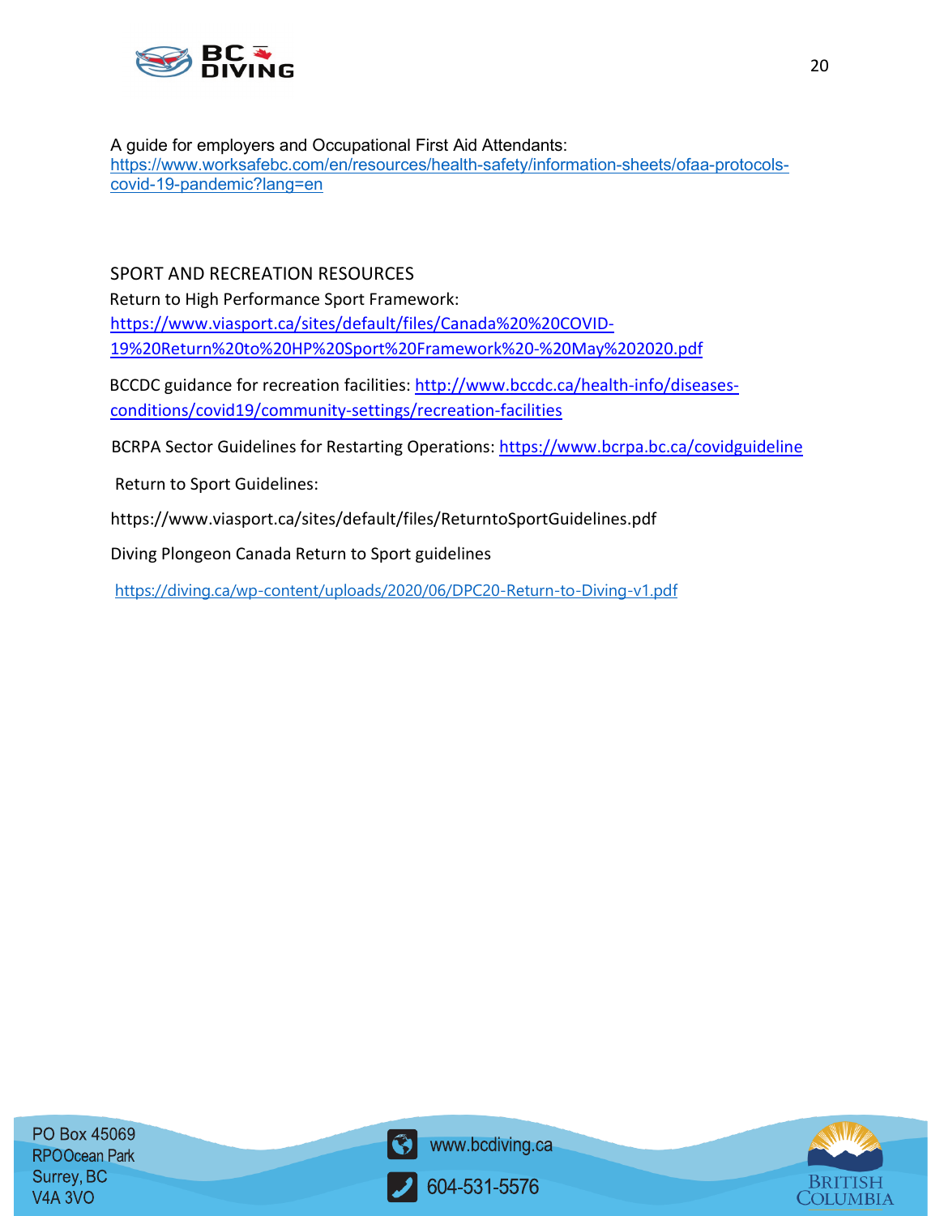A guide for employers and Occupational First Aid Attendants: https://www.worksafebc.com/en/resources/health-safety/information-sheets/ofaa-protocols-covid-19-pandemic?lang=en

## SPORT AND RECREATION RESOURCES

Return to High Performance Sport Framework: https://www.viasport.ca/sites/default/files/Canada%20%20COVID-19%20Return%20to%20HP%20Sport%20Framework%20-%20May%202020.pdf

BCCDC guidance for recreation facilities: http://www.bccdc.ca/health-info/diseases-conditions/covid19/community-settings/recreation-facilities

BCRPA Sector Guidelines for Restarting Operations: https://www.bcrpa.bc.ca/covidguideline

Return to Sport Guidelines:

https://www.viasport.ca/sites/default/files/ReturntoSportGuidelines.pdf

Diving Plongeon Canada Return to Sport guidelines

https://diving.ca/wp-content/uploads/2020/06/DPC20-Return-to-Diving-v1.pdf